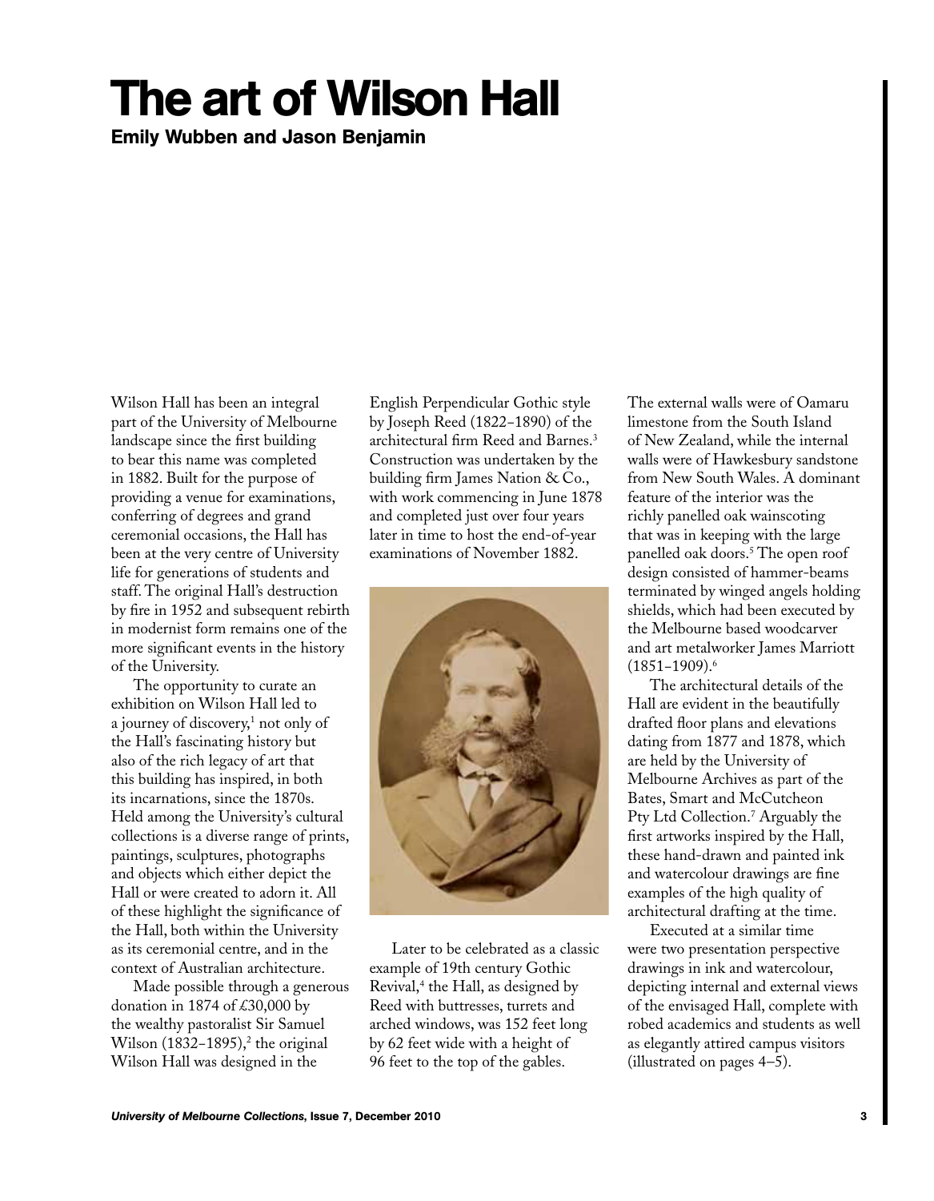# The art of Wilson Hall

**Emily Wubben and Jason Benjamin**

Wilson Hall has been an integral part of the University of Melbourne landscape since the first building to bear this name was completed in 1882. Built for the purpose of providing a venue for examinations, conferring of degrees and grand ceremonial occasions, the Hall has been at the very centre of University life for generations of students and staff. The original Hall's destruction by fire in 1952 and subsequent rebirth in modernist form remains one of the more significant events in the history of the University.

The opportunity to curate an exhibition on Wilson Hall led to a journey of discovery,[1] not only of the Hall's fascinating history but also of the rich legacy of art that this building has inspired, in both its incarnations, since the 1870s. Held among the University's cultural collections is a diverse range of prints, paintings, sculptures, photographs and objects which either depict the Hall or were created to adorn it. All of these highlight the significance of the Hall, both within the University as its ceremonial centre, and in the context of Australian architecture.

Made possible through a generous donation in 1874 of £30,000 by the wealthy pastoralist Sir Samuel Wilson (1832–1895),[2] the original Wilson Hall was designed in the English Perpendicular Gothic style by Joseph Reed (1822–1890) of the architectural firm Reed and Barnes.[3] Construction was undertaken by the building firm James Nation & Co., with work commencing in June 1878 and completed just over four years later in time to host the end-of-year examinations of November 1882.

Later to be celebrated as a classic example of 19th century Gothic Revival,[4] the Hall, as designed by Reed with buttresses, turrets and arched windows, was 152 feet long by 62 feet wide with a height of 96 feet to the top of the gables.

The external walls were of Oamaru limestone from the South Island of New Zealand, while the internal walls were of Hawkesbury sandstone from New South Wales. A dominant feature of the interior was the richly panelled oak wainscoting that was in keeping with the large panelled oak doors.[5] The open roof design consisted of hammer-beams terminated by winged angels holding shields, which had been executed by the Melbourne based woodcarver and art metalworker James Marriott (1851–1909).[6]

The architectural details of the Hall are evident in the beautifully drafted floor plans and elevations dating from 1877 and 1878, which are held by the University of Melbourne Archives as part of the Bates, Smart and McCutcheon Pty Ltd Collection.[7] Arguably the first artworks inspired by the Hall, these hand-drawn and painted ink and watercolour drawings are fine examples of the high quality of architectural drafting at the time.

Executed at a similar time were two presentation perspective drawings in ink and watercolour, depicting internal and external views of the envisaged Hall, complete with robed academics and students as well as elegantly attired campus visitors (illustrated on pages 4–5).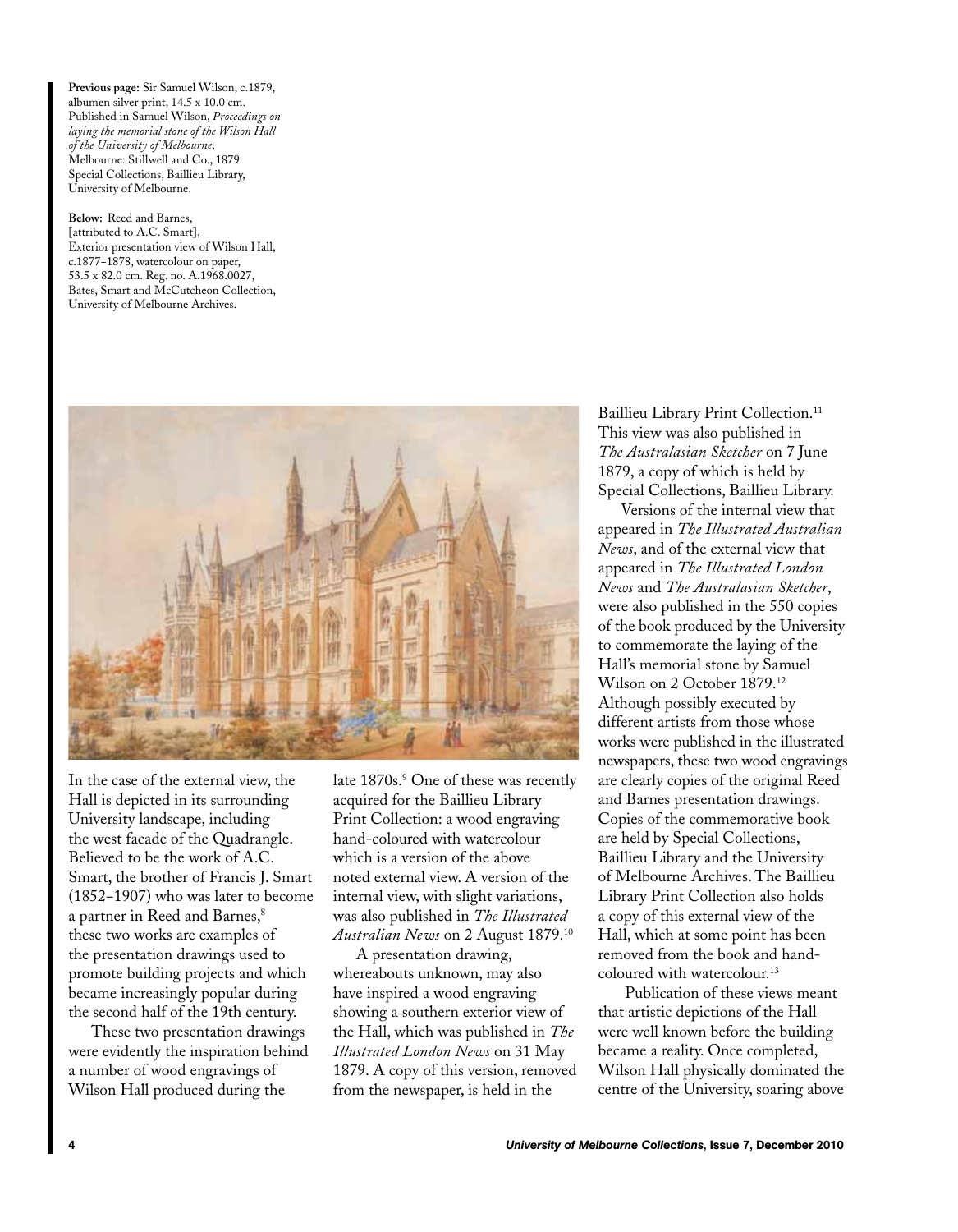**Previous page:** Sir Samuel Wilson, c.1879, albumen silver print, 14.5 x 10.0 cm. Published in Samuel Wilson, *Proceedings on laying the memorial stone of the Wilson Hall of the University of Melbourne*, Melbourne: Stillwell and Co., 1879 Special Collections, Baillieu Library, University of Melbourne.

**Below:** Reed and Barnes, [attributed to A.C. Smart], Exterior presentation view of Wilson Hall, c.1877–1878, watercolour on paper, 53.5 x 82.0 cm. Reg. no. A.1968.0027, Bates, Smart and McCutcheon Collection, University of Melbourne Archives.

In the case of the external view, the Hall is depicted in its surrounding University landscape, including the west facade of the Quadrangle. Believed to be the work of A.C. Smart, the brother of Francis J. Smart (1852–1907) who was later to become a partner in Reed and Barnes,[8] these two works are examples of the presentation drawings used to promote building projects and which became increasingly popular during the second half of the 19th century.

These two presentation drawings were evidently the inspiration behind a number of wood engravings of Wilson Hall produced during the late 1870s.[9] One of these was recently acquired for the Baillieu Library Print Collection: a wood engraving hand-coloured with watercolour which is a version of the above noted external view. A version of the internal view, with slight variations, was also published in *The Illustrated Australian News* on 2 August 1879.[10]

A presentation drawing, whereabouts unknown, may also have inspired a wood engraving showing a southern exterior view of the Hall, which was published in *The Illustrated London News* on 31 May 1879. A copy of this version, removed from the newspaper, is held in the Baillieu Library Print Collection.[11] This view was also published in *The Australasian Sketcher* on 7 June 1879, a copy of which is held by Special Collections, Baillieu Library.

Versions of the internal view that appeared in *The Illustrated Australian News*, and of the external view that appeared in *The Illustrated London News* and *The Australasian Sketcher*, were also published in the 550 copies of the book produced by the University to commemorate the laying of the Hall's memorial stone by Samuel Wilson on 2 October 1879.[12] Although possibly executed by different artists from those whose works were published in the illustrated newspapers, these two wood engravings are clearly copies of the original Reed and Barnes presentation drawings. Copies of the commemorative book are held by Special Collections, Baillieu Library and the University of Melbourne Archives. The Baillieu Library Print Collection also holds a copy of this external view of the Hall, which at some point has been removed from the book and hand-coloured with watercolour.[13]

Publication of these views meant that artistic depictions of the Hall were well known before the building became a reality. Once completed, Wilson Hall physically dominated the centre of the University, soaring above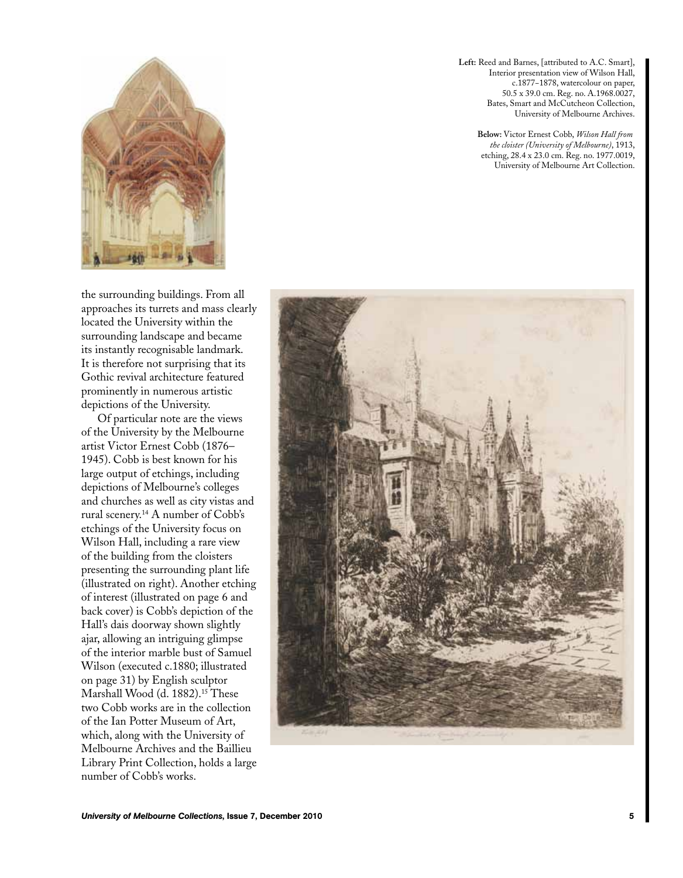**Left:** Reed and Barnes, [attributed to A.C. Smart], Interior presentation view of Wilson Hall, c.1877–1878, watercolour on paper, 50.5 x 39.0 cm. Reg. no. A.1968.0027, Bates, Smart and McCutcheon Collection, University of Melbourne Archives.

**Below:** Victor Ernest Cobb, *Wilson Hall from the cloister (University of Melbourne)*, 1913, etching, 28.4 x 23.0 cm. Reg. no. 1977.0019, University of Melbourne Art Collection.

the surrounding buildings. From all approaches its turrets and mass clearly located the University within the surrounding landscape and became its instantly recognisable landmark. It is therefore not surprising that its Gothic revival architecture featured prominently in numerous artistic depictions of the University.

Of particular note are the views of the University by the Melbourne artist Victor Ernest Cobb (1876–1945). Cobb is best known for his large output of etchings, including depictions of Melbourne's colleges and churches as well as city vistas and rural scenery.[14] A number of Cobb's etchings of the University focus on Wilson Hall, including a rare view of the building from the cloisters presenting the surrounding plant life (illustrated on right). Another etching of interest (illustrated on page 6 and back cover) is Cobb's depiction of the Hall's dais doorway shown slightly ajar, allowing an intriguing glimpse of the interior marble bust of Samuel Wilson (executed c.1880; illustrated on page 31) by English sculptor Marshall Wood (d. 1882).[15] These two Cobb works are in the collection of the Ian Potter Museum of Art, which, along with the University of Melbourne Archives and the Baillieu Library Print Collection, holds a large number of Cobb's works.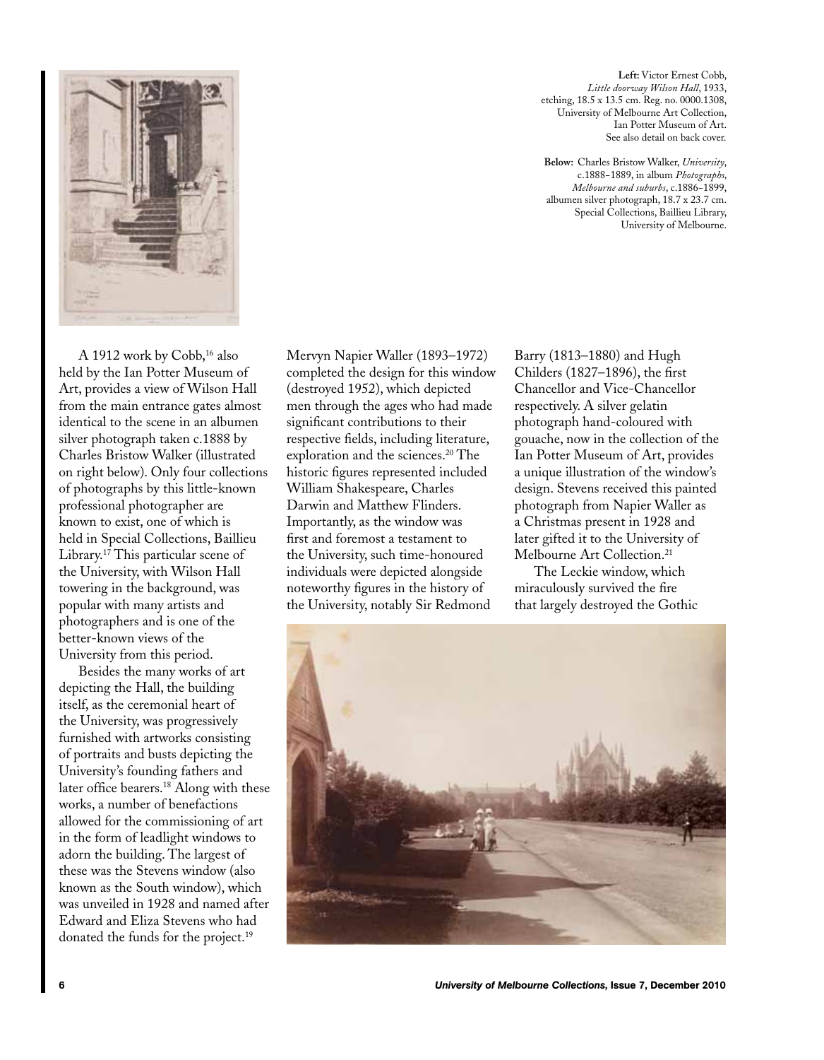**Left:** Victor Ernest Cobb, *Little doorway Wilson Hall*, 1933, etching, 18.5 x 13.5 cm. Reg. no. 0000.1308, University of Melbourne Art Collection, Ian Potter Museum of Art. See also detail on back cover.

**Below:** Charles Bristow Walker, *University*, c.1888–1889, in album *Photographs, Melbourne and suburbs*, c.1886–1899, albumen silver photograph, 18.7 x 23.7 cm. Special Collections, Baillieu Library, University of Melbourne.

A 1912 work by Cobb,[16] also held by the Ian Potter Museum of Art, provides a view of Wilson Hall from the main entrance gates almost identical to the scene in an albumen silver photograph taken c.1888 by Charles Bristow Walker (illustrated on right below). Only four collections of photographs by this little-known professional photographer are known to exist, one of which is held in Special Collections, Baillieu Library.[17] This particular scene of the University, with Wilson Hall towering in the background, was popular with many artists and photographers and is one of the better-known views of the University from this period.

Besides the many works of art depicting the Hall, the building itself, as the ceremonial heart of the University, was progressively furnished with artworks consisting of portraits and busts depicting the University's founding fathers and later office bearers.[18] Along with these works, a number of benefactions allowed for the commissioning of art in the form of leadlight windows to adorn the building. The largest of these was the Stevens window (also known as the South window), which was unveiled in 1928 and named after Edward and Eliza Stevens who had donated the funds for the project.[19] Mervyn Napier Waller (1893–1972) completed the design for this window (destroyed 1952), which depicted men through the ages who had made significant contributions to their respective fields, including literature, exploration and the sciences.[20] The historic figures represented included William Shakespeare, Charles Darwin and Matthew Flinders. Importantly, as the window was first and foremost a testament to the University, such time-honoured individuals were depicted alongside noteworthy figures in the history of the University, notably Sir Redmond Barry (1813–1880) and Hugh Childers (1827–1896), the first Chancellor and Vice-Chancellor respectively. A silver gelatin photograph hand-coloured with gouache, now in the collection of the Ian Potter Museum of Art, provides a unique illustration of the window's design. Stevens received this painted photograph from Napier Waller as a Christmas present in 1928 and later gifted it to the University of Melbourne Art Collection.[21]

The Leckie window, which miraculously survived the fire that largely destroyed the Gothic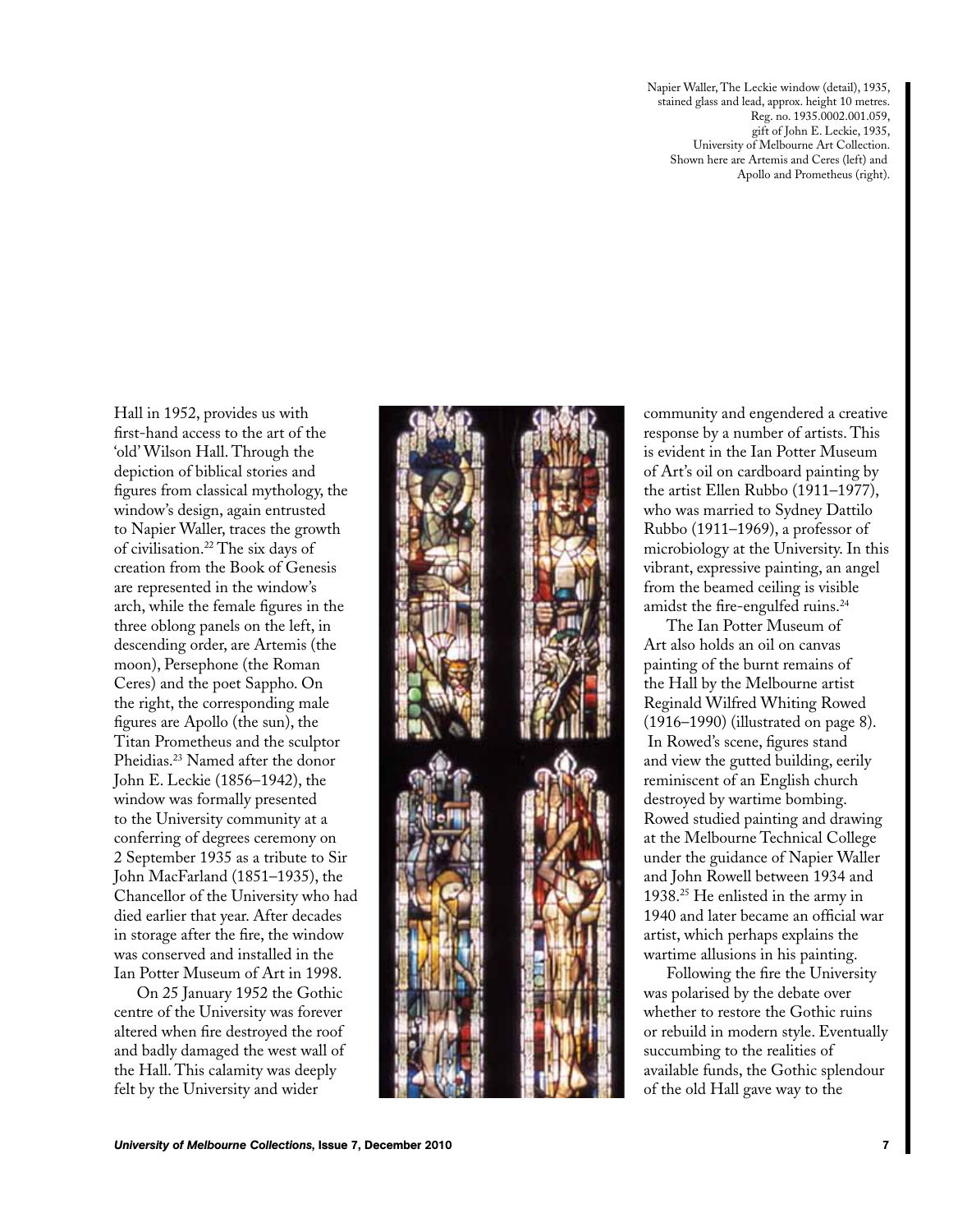Napier Waller, The Leckie window (detail), 1935, stained glass and lead, approx. height 10 metres. Reg. no. 1935.0002.001.059, gift of John E. Leckie, 1935, University of Melbourne Art Collection. Shown here are Artemis and Ceres (left) and Apollo and Prometheus (right).

Hall in 1952, provides us with first-hand access to the art of the 'old' Wilson Hall. Through the depiction of biblical stories and figures from classical mythology, the window's design, again entrusted to Napier Waller, traces the growth of civilisation.[22] The six days of creation from the Book of Genesis are represented in the window's arch, while the female figures in the three oblong panels on the left, in descending order, are Artemis (the moon), Persephone (the Roman Ceres) and the poet Sappho. On the right, the corresponding male figures are Apollo (the sun), the Titan Prometheus and the sculptor Pheidias.[23] Named after the donor John E. Leckie (1856–1942), the window was formally presented to the University community at a conferring of degrees ceremony on 2 September 1935 as a tribute to Sir John MacFarland (1851–1935), the Chancellor of the University who had died earlier that year. After decades in storage after the fire, the window was conserved and installed in the Ian Potter Museum of Art in 1998.

On 25 January 1952 the Gothic centre of the University was forever altered when fire destroyed the roof and badly damaged the west wall of the Hall. This calamity was deeply felt by the University and wider community and engendered a creative response by a number of artists. This is evident in the Ian Potter Museum of Art's oil on cardboard painting by the artist Ellen Rubbo (1911–1977), who was married to Sydney Dattilo Rubbo (1911–1969), a professor of microbiology at the University. In this vibrant, expressive painting, an angel from the beamed ceiling is visible amidst the fire-engulfed ruins.[24]

The Ian Potter Museum of Art also holds an oil on canvas painting of the burnt remains of the Hall by the Melbourne artist Reginald Wilfred Whiting Rowed (1916–1990) (illustrated on page 8). In Rowed's scene, figures stand and view the gutted building, eerily reminiscent of an English church destroyed by wartime bombing. Rowed studied painting and drawing at the Melbourne Technical College under the guidance of Napier Waller and John Rowell between 1934 and 1938.[25] He enlisted in the army in 1940 and later became an official war artist, which perhaps explains the wartime allusions in his painting.

Following the fire the University was polarised by the debate over whether to restore the Gothic ruins or rebuild in modern style. Eventually succumbing to the realities of available funds, the Gothic splendour of the old Hall gave way to the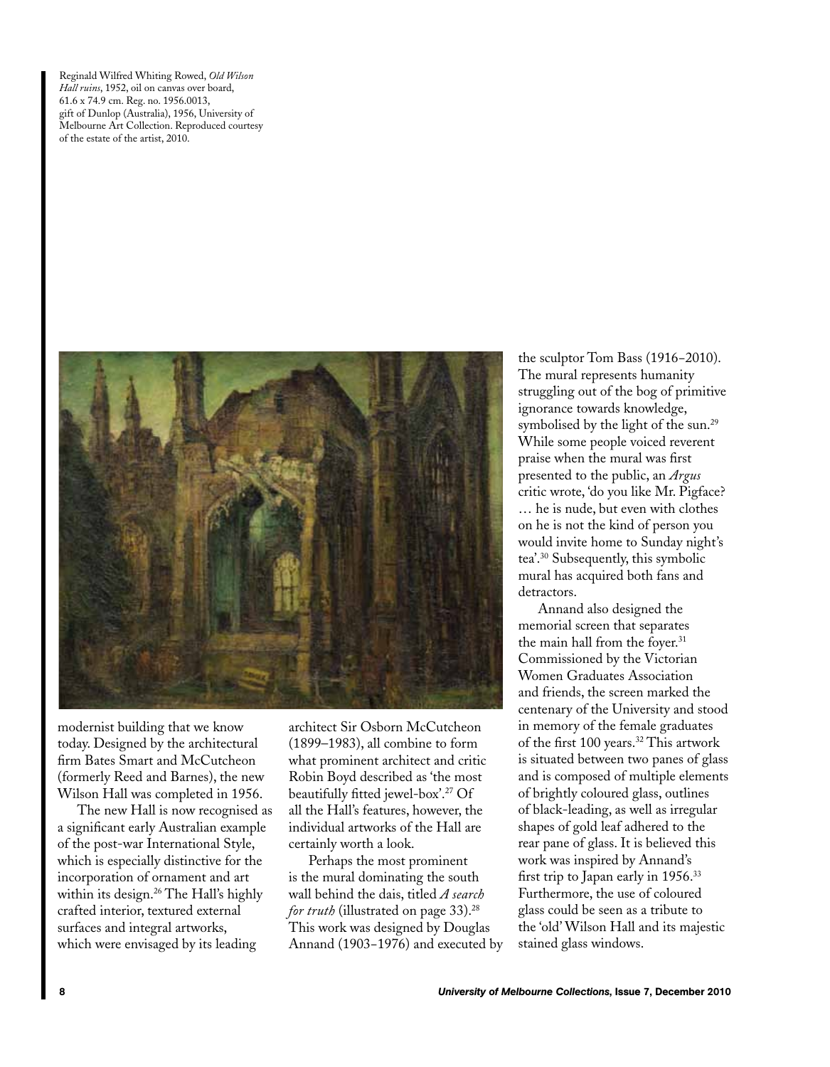Reginald Wilfred Whiting Rowed, *Old Wilson Hall ruins*, 1952, oil on canvas over board, 61.6 x 74.9 cm. Reg. no. 1956.0013, gift of Dunlop (Australia), 1956, University of Melbourne Art Collection. Reproduced courtesy of the estate of the artist, 2010.

modernist building that we know today. Designed by the architectural firm Bates Smart and McCutcheon (formerly Reed and Barnes), the new Wilson Hall was completed in 1956.

The new Hall is now recognised as a significant early Australian example of the post-war International Style, which is especially distinctive for the incorporation of ornament and art within its design.[26] The Hall's highly crafted interior, textured external surfaces and integral artworks, which were envisaged by its leading architect Sir Osborn McCutcheon (1899–1983), all combine to form what prominent architect and critic Robin Boyd described as 'the most beautifully fitted jewel-box'.[27] Of all the Hall's features, however, the individual artworks of the Hall are certainly worth a look.

Perhaps the most prominent is the mural dominating the south wall behind the dais, titled *A search for truth* (illustrated on page 33).[28] This work was designed by Douglas Annand (1903–1976) and executed by the sculptor Tom Bass (1916–2010). The mural represents humanity struggling out of the bog of primitive ignorance towards knowledge, symbolised by the light of the sun.[29] While some people voiced reverent praise when the mural was first presented to the public, an *Argus* critic wrote, 'do you like Mr. Pigface? … he is nude, but even with clothes on he is not the kind of person you would invite home to Sunday night's tea'.[30] Subsequently, this symbolic mural has acquired both fans and detractors.

Annand also designed the memorial screen that separates the main hall from the foyer.[31] Commissioned by the Victorian Women Graduates Association and friends, the screen marked the centenary of the University and stood in memory of the female graduates of the first 100 years.[32] This artwork is situated between two panes of glass and is composed of multiple elements of brightly coloured glass, outlines of black-leading, as well as irregular shapes of gold leaf adhered to the rear pane of glass. It is believed this work was inspired by Annand's first trip to Japan early in 1956.[33] Furthermore, the use of coloured glass could be seen as a tribute to the 'old' Wilson Hall and its majestic stained glass windows.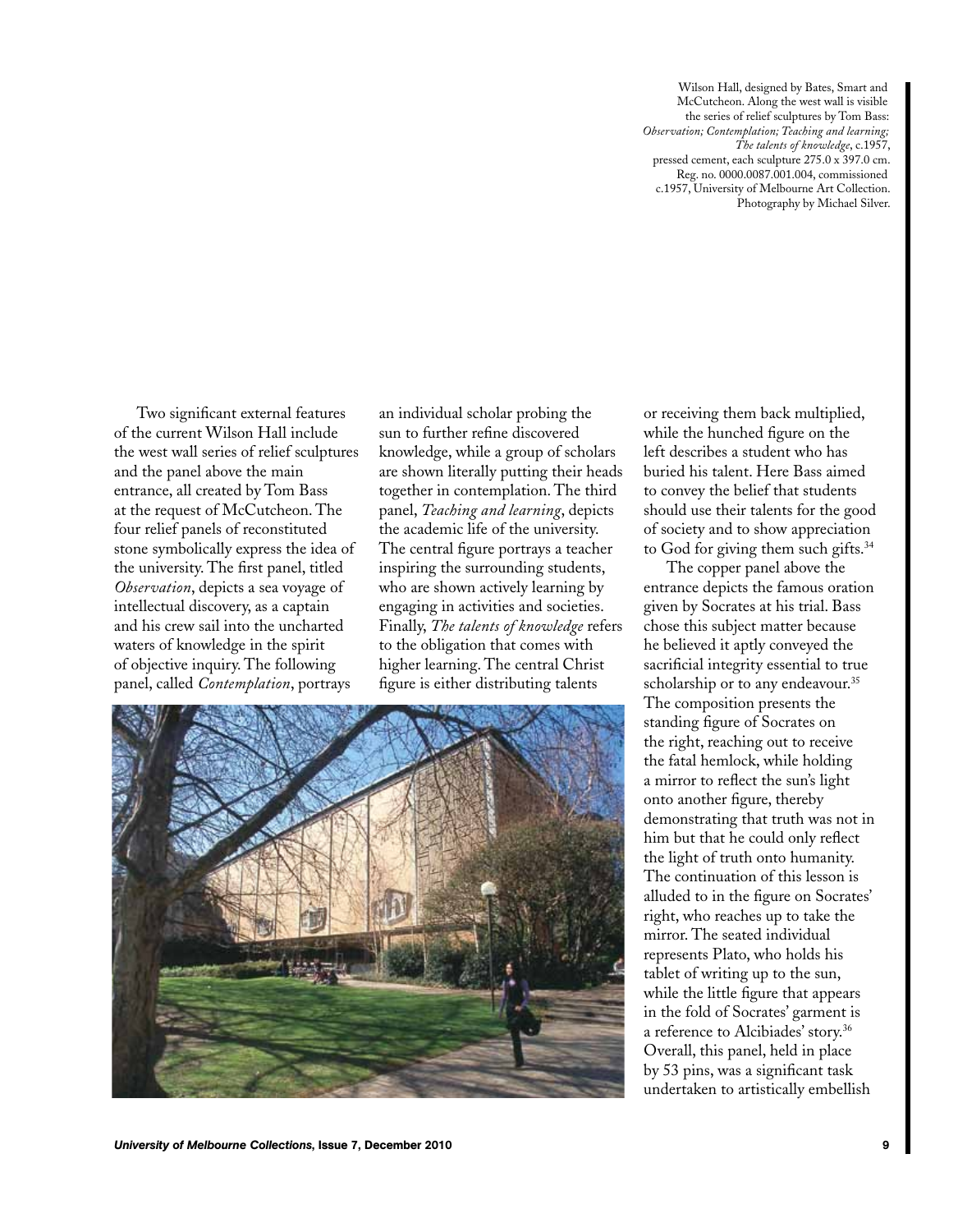Wilson Hall, designed by Bates, Smart and McCutcheon. Along the west wall is visible the series of relief sculptures by Tom Bass: *Observation; Contemplation; Teaching and learning; The talents of knowledge*, c.1957, pressed cement, each sculpture 275.0 x 397.0 cm. Reg. no. 0000.0087.001.004, commissioned c.1957, University of Melbourne Art Collection. Photography by Michael Silver.

Two significant external features of the current Wilson Hall include the west wall series of relief sculptures and the panel above the main entrance, all created by Tom Bass at the request of McCutcheon. The four relief panels of reconstituted stone symbolically express the idea of the university. The first panel, titled *Observation*, depicts a sea voyage of intellectual discovery, as a captain and his crew sail into the uncharted waters of knowledge in the spirit of objective inquiry. The following panel, called *Contemplation*, portrays an individual scholar probing the sun to further refine discovered knowledge, while a group of scholars are shown literally putting their heads together in contemplation. The third panel, *Teaching and learning*, depicts the academic life of the university. The central figure portrays a teacher inspiring the surrounding students, who are shown actively learning by engaging in activities and societies. Finally, *The talents of knowledge* refers to the obligation that comes with higher learning. The central Christ figure is either distributing talents or receiving them back multiplied, while the hunched figure on the left describes a student who has buried his talent. Here Bass aimed to convey the belief that students should use their talents for the good of society and to show appreciation to God for giving them such gifts.[34]

The copper panel above the entrance depicts the famous oration given by Socrates at his trial. Bass chose this subject matter because he believed it aptly conveyed the sacrificial integrity essential to true scholarship or to any endeavour.[35] The composition presents the standing figure of Socrates on the right, reaching out to receive the fatal hemlock, while holding a mirror to reflect the sun's light onto another figure, thereby demonstrating that truth was not in him but that he could only reflect the light of truth onto humanity. The continuation of this lesson is alluded to in the figure on Socrates' right, who reaches up to take the mirror. The seated individual represents Plato, who holds his tablet of writing up to the sun, while the little figure that appears in the fold of Socrates' garment is a reference to Alcibiades' story.[36] Overall, this panel, held in place by 53 pins, was a significant task undertaken to artistically embellish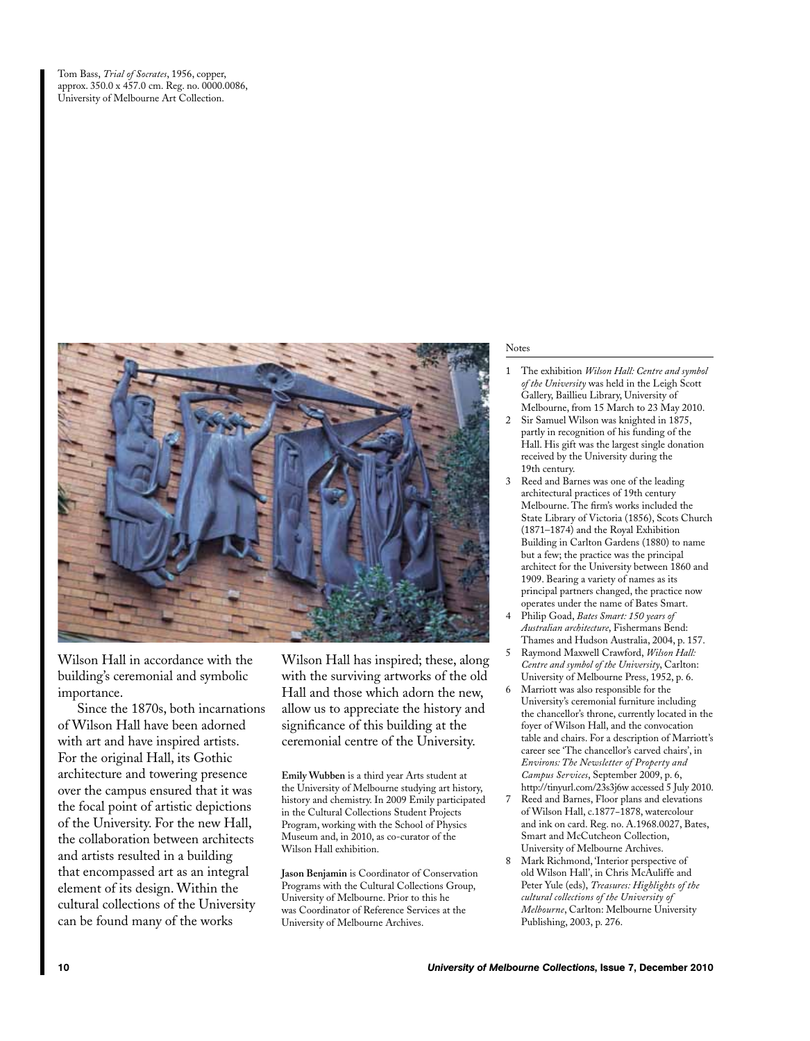Tom Bass, *Trial of Socrates*, 1956, copper, approx. 350.0 x 457.0 cm. Reg. no. 0000.0086, University of Melbourne Art Collection.

Wilson Hall in accordance with the building's ceremonial and symbolic importance.

Since the 1870s, both incarnations of Wilson Hall have been adorned with art and have inspired artists. For the original Hall, its Gothic architecture and towering presence over the campus ensured that it was the focal point of artistic depictions of the University. For the new Hall, the collaboration between architects and artists resulted in a building that encompassed art as an integral element of its design. Within the cultural collections of the University can be found many of the works Wilson Hall has inspired; these, along with the surviving artworks of the old Hall and those which adorn the new, allow us to appreciate the history and significance of this building at the ceremonial centre of the University.

**Emily Wubben** is a third year Arts student at the University of Melbourne studying art history, history and chemistry. In 2009 Emily participated in the Cultural Collections Student Projects Program, working with the School of Physics Museum and, in 2010, as co-curator of the Wilson Hall exhibition.

**Jason Benjamin** is Coordinator of Conservation Programs with the Cultural Collections Group, University of Melbourne. Prior to this he was Coordinator of Reference Services at the University of Melbourne Archives.

Notes

1. The exhibition *Wilson Hall: Centre and symbol of the University* was held in the Leigh Scott Gallery, Baillieu Library, University of Melbourne, from 15 March to 23 May 2010.
2. Sir Samuel Wilson was knighted in 1875, partly in recognition of his funding of the Hall. His gift was the largest single donation received by the University during the 19th century.
3. Reed and Barnes was one of the leading architectural practices of 19th century Melbourne. The firm's works included the State Library of Victoria (1856), Scots Church (1871–1874) and the Royal Exhibition Building in Carlton Gardens (1880) to name but a few; the practice was the principal architect for the University between 1860 and 1909. Bearing a variety of names as its principal partners changed, the practice now operates under the name of Bates Smart.
4. Philip Goad, *Bates Smart: 150 years of Australian architecture*, Fishermans Bend: Thames and Hudson Australia, 2004, p. 157.
5. Raymond Maxwell Crawford, *Wilson Hall: Centre and symbol of the University*, Carlton: University of Melbourne Press, 1952, p. 6.
6. Marriott was also responsible for the University's ceremonial furniture including the chancellor's throne, currently located in the foyer of Wilson Hall, and the convocation table and chairs. For a description of Marriott's career see 'The chancellor's carved chairs', in *Environs: The Newsletter of Property and Campus Services*, September 2009, p. 6, http://tinyurl.com/23s3j6w accessed 5 July 2010.
7. Reed and Barnes, Floor plans and elevations of Wilson Hall, c.1877–1878, watercolour and ink on card. Reg. no. A.1968.0027, Bates, Smart and McCutcheon Collection, University of Melbourne Archives.
8. Mark Richmond, 'Interior perspective of old Wilson Hall', in Chris McAuliffe and Peter Yule (eds), *Treasures: Highlights of the cultural collections of the University of Melbourne*, Carlton: Melbourne University Publishing, 2003, p. 276.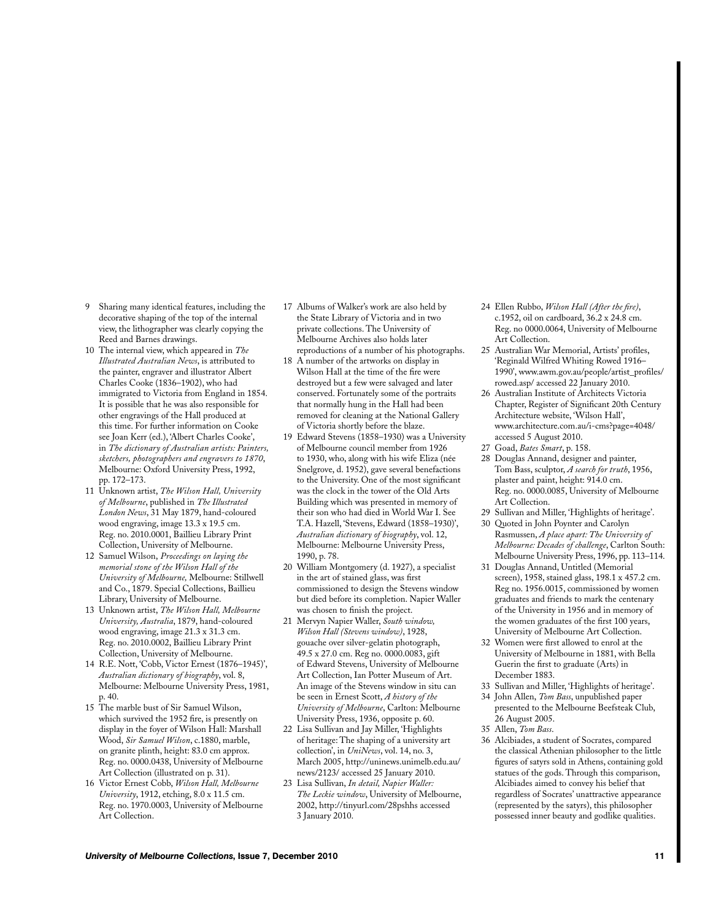9 Sharing many identical features, including the decorative shaping of the top of the internal view, the lithographer was clearly copying the Reed and Barnes drawings.

10 The internal view, which appeared in *The Illustrated Australian News*, is attributed to the painter, engraver and illustrator Albert Charles Cooke (1836–1902), who had immigrated to Victoria from England in 1854. It is possible that he was also responsible for other engravings of the Hall produced at this time. For further information on Cooke see Joan Kerr (ed.), 'Albert Charles Cooke', in *The dictionary of Australian artists: Painters, sketchers, photographers and engravers to 1870*, Melbourne: Oxford University Press, 1992, pp. 172–173.

11 Unknown artist, *The Wilson Hall, University of Melbourne*, published in *The Illustrated London News*, 31 May 1879, hand-coloured wood engraving, image 13.3 x 19.5 cm. Reg. no. 2010.0001, Baillieu Library Print Collection, University of Melbourne.

12 Samuel Wilson, *Proceedings on laying the memorial stone of the Wilson Hall of the University of Melbourne,* Melbourne: Stillwell and Co., 1879. Special Collections, Baillieu Library, University of Melbourne.

13 Unknown artist, *The Wilson Hall, Melbourne University, Australia*, 1879, hand-coloured wood engraving, image 21.3 x 31.3 cm. Reg. no. 2010.0002, Baillieu Library Print Collection, University of Melbourne.

14 R.E. Nott, 'Cobb, Victor Ernest (1876–1945)', *Australian dictionary of biography*, vol. 8, Melbourne: Melbourne University Press, 1981, p. 40.

15 The marble bust of Sir Samuel Wilson, which survived the 1952 fire, is presently on display in the foyer of Wilson Hall: Marshall Wood, *Sir Samuel Wilson*, c.1880, marble, on granite plinth, height: 83.0 cm approx. Reg. no. 0000.0438, University of Melbourne Art Collection (illustrated on p. 31).

16 Victor Ernest Cobb, *Wilson Hall, Melbourne University*, 1912, etching, 8.0 x 11.5 cm. Reg. no. 1970.0003, University of Melbourne Art Collection.

17 Albums of Walker's work are also held by the State Library of Victoria and in two private collections. The University of Melbourne Archives also holds later reproductions of a number of his photographs.

18 A number of the artworks on display in Wilson Hall at the time of the fire were destroyed but a few were salvaged and later conserved. Fortunately some of the portraits that normally hung in the Hall had been removed for cleaning at the National Gallery of Victoria shortly before the blaze.

19 Edward Stevens (1858–1930) was a University of Melbourne council member from 1926 to 1930, who, along with his wife Eliza (née Snelgrove, d. 1952), gave several benefactions to the University. One of the most significant was the clock in the tower of the Old Arts Building which was presented in memory of their son who had died in World War I. See T.A. Hazell, 'Stevens, Edward (1858–1930)', *Australian dictionary of biography*, vol. 12, Melbourne: Melbourne University Press, 1990, p. 78.

20 William Montgomery (d. 1927), a specialist in the art of stained glass, was first commissioned to design the Stevens window but died before its completion. Napier Waller was chosen to finish the project.

21 Mervyn Napier Waller, *South window, Wilson Hall (Stevens window)*, 1928, gouache over silver-gelatin photograph, 49.5 x 27.0 cm. Reg no. 0000.0083, gift of Edward Stevens, University of Melbourne Art Collection, Ian Potter Museum of Art. An image of the Stevens window in situ can be seen in Ernest Scott, *A history of the University of Melbourne*, Carlton: Melbourne University Press, 1936, opposite p. 60.

22 Lisa Sullivan and Jay Miller, 'Highlights of heritage: The shaping of a university art collection', in *UniNews*, vol. 14, no. 3, March 2005, http://uninews.unimelb.edu.au/news/2123/ accessed 25 January 2010.

23 Lisa Sullivan, *In detail, Napier Waller: The Leckie window*, University of Melbourne, 2002, http://tinyurl.com/28pshhs accessed 3 January 2010.

24 Ellen Rubbo, *Wilson Hall (After the fire)*, c.1952, oil on cardboard, 36.2 x 24.8 cm. Reg. no 0000.0064, University of Melbourne Art Collection.

25 Australian War Memorial, Artists' profiles, 'Reginald Wilfred Whiting Rowed 1916–1990', www.awm.gov.au/people/artist_profiles/rowed.asp/ accessed 22 January 2010.

26 Australian Institute of Architects Victoria Chapter, Register of Significant 20th Century Architecture website, 'Wilson Hall', www.architecture.com.au/i-cms?page=4048/ accessed 5 August 2010.

27 Goad, *Bates Smart*, p. 158.

28 Douglas Annand, designer and painter, Tom Bass, sculptor, *A search for truth*, 1956, plaster and paint, height: 914.0 cm. Reg. no. 0000.0085, University of Melbourne Art Collection.

29 Sullivan and Miller, 'Highlights of heritage'.

30 Quoted in John Poynter and Carolyn Rasmussen, *A place apart: The University of Melbourne: Decades of challenge*, Carlton South: Melbourne University Press, 1996, pp. 113–114.

31 Douglas Annand, Untitled (Memorial screen), 1958, stained glass, 198.1 x 457.2 cm. Reg no. 1956.0015, commissioned by women graduates and friends to mark the centenary of the University in 1956 and in memory of the women graduates of the first 100 years, University of Melbourne Art Collection.

32 Women were first allowed to enrol at the University of Melbourne in 1881, with Bella Guerin the first to graduate (Arts) in December 1883.

33 Sullivan and Miller, 'Highlights of heritage'.

34 John Allen, *Tom Bass*, unpublished paper presented to the Melbourne Beefsteak Club, 26 August 2005.

35 Allen, *Tom Bass*.

36 Alcibiades, a student of Socrates, compared the classical Athenian philosopher to the little figures of satyrs sold in Athens, containing gold statues of the gods. Through this comparison, Alcibiades aimed to convey his belief that regardless of Socrates' unattractive appearance (represented by the satyrs), this philosopher possessed inner beauty and godlike qualities.